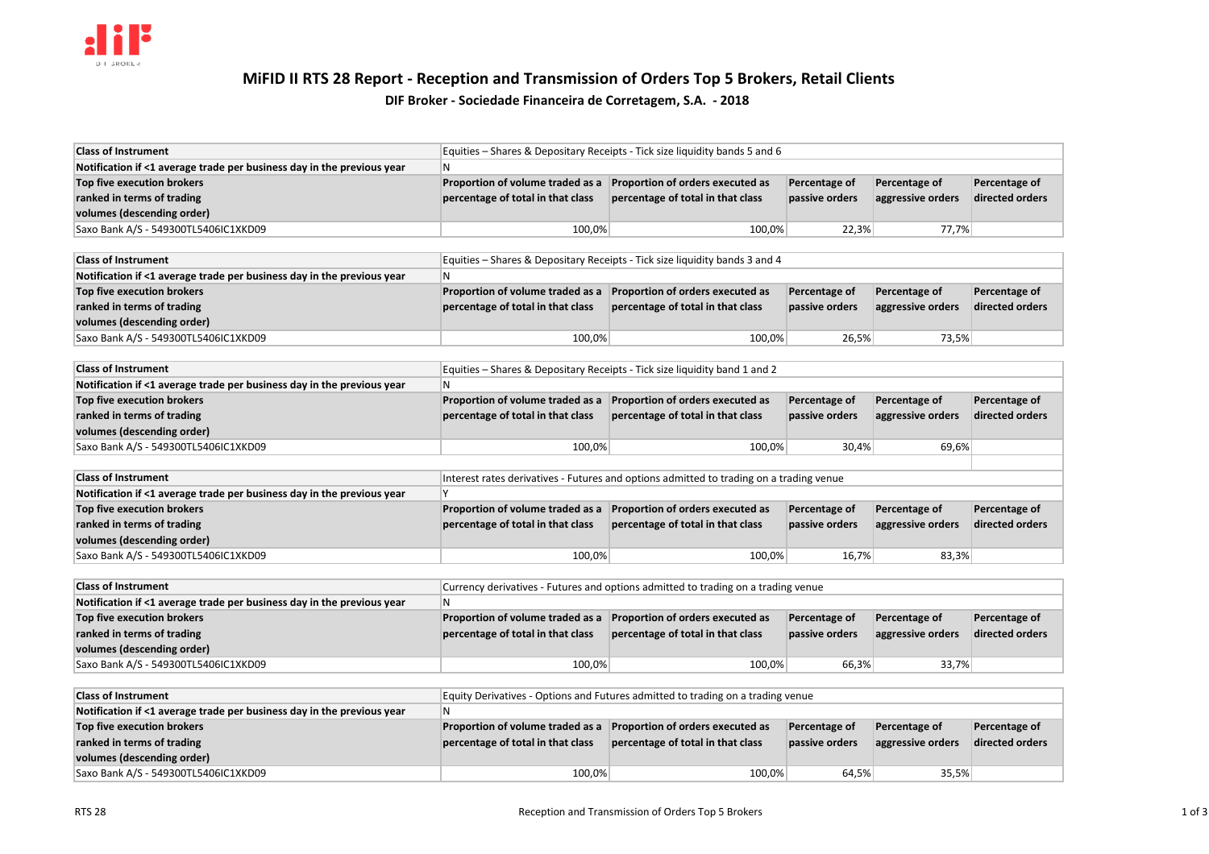# MiFID II RTS 28 Report - Reception and Transmission of Orders Top 5 Brokers, Retail Clients

## DIF Broker - Sociedade Financeira de Corretagem, S.A. - 2018

| Class of Instrument | Equities – Shares & Depositary Receipts - Tick size liquidity bands 5 and 6 | | | | |
|---|---|---|---|---|---|
| Notification if <1 average trade per business day in the previous year | N | | | | |
| Top five execution brokers ranked in terms of trading volumes (descending order) | Proportion of volume traded as a percentage of total in that class | Proportion of orders executed as percentage of total in that class | Percentage of passive orders | Percentage of aggressive orders | Percentage of directed orders |
| Saxo Bank A/S - 549300TL5406IC1XKD09 | 100,0% | 100,0% | 22,3% | 77,7% | |

| Class of Instrument | Equities – Shares & Depositary Receipts - Tick size liquidity bands 3 and 4 | | | | |
|---|---|---|---|---|---|
| Notification if <1 average trade per business day in the previous year | N | | | | |
| Top five execution brokers ranked in terms of trading volumes (descending order) | Proportion of volume traded as a percentage of total in that class | Proportion of orders executed as percentage of total in that class | Percentage of passive orders | Percentage of aggressive orders | Percentage of directed orders |
| Saxo Bank A/S - 549300TL5406IC1XKD09 | 100,0% | 100,0% | 26,5% | 73,5% | |

| Class of Instrument | Equities – Shares & Depositary Receipts - Tick size liquidity band 1 and 2 | | | | |
|---|---|---|---|---|---|
| Notification if <1 average trade per business day in the previous year | N | | | | |
| Top five execution brokers ranked in terms of trading volumes (descending order) | Proportion of volume traded as a percentage of total in that class | Proportion of orders executed as percentage of total in that class | Percentage of passive orders | Percentage of aggressive orders | Percentage of directed orders |
| Saxo Bank A/S - 549300TL5406IC1XKD09 | 100,0% | 100,0% | 30,4% | 69,6% | |

| Class of Instrument | Interest rates derivatives - Futures and options admitted to trading on a trading venue | | | | |
|---|---|---|---|---|---|
| Notification if <1 average trade per business day in the previous year | Y | | | | |
| Top five execution brokers ranked in terms of trading volumes (descending order) | Proportion of volume traded as a percentage of total in that class | Proportion of orders executed as percentage of total in that class | Percentage of passive orders | Percentage of aggressive orders | Percentage of directed orders |
| Saxo Bank A/S - 549300TL5406IC1XKD09 | 100,0% | 100,0% | 16,7% | 83,3% | |

| Class of Instrument | Currency derivatives - Futures and options admitted to trading on a trading venue | | | | |
|---|---|---|---|---|---|
| Notification if <1 average trade per business day in the previous year | N | | | | |
| Top five execution brokers ranked in terms of trading volumes (descending order) | Proportion of volume traded as a percentage of total in that class | Proportion of orders executed as percentage of total in that class | Percentage of passive orders | Percentage of aggressive orders | Percentage of directed orders |
| Saxo Bank A/S - 549300TL5406IC1XKD09 | 100,0% | 100,0% | 66,3% | 33,7% | |

| Class of Instrument | Equity Derivatives - Options and Futures admitted to trading on a trading venue | | | | |
|---|---|---|---|---|---|
| Notification if <1 average trade per business day in the previous year | N | | | | |
| Top five execution brokers ranked in terms of trading volumes (descending order) | Proportion of volume traded as a percentage of total in that class | Proportion of orders executed as percentage of total in that class | Percentage of passive orders | Percentage of aggressive orders | Percentage of directed orders |
| Saxo Bank A/S - 549300TL5406IC1XKD09 | 100,0% | 100,0% | 64,5% | 35,5% | |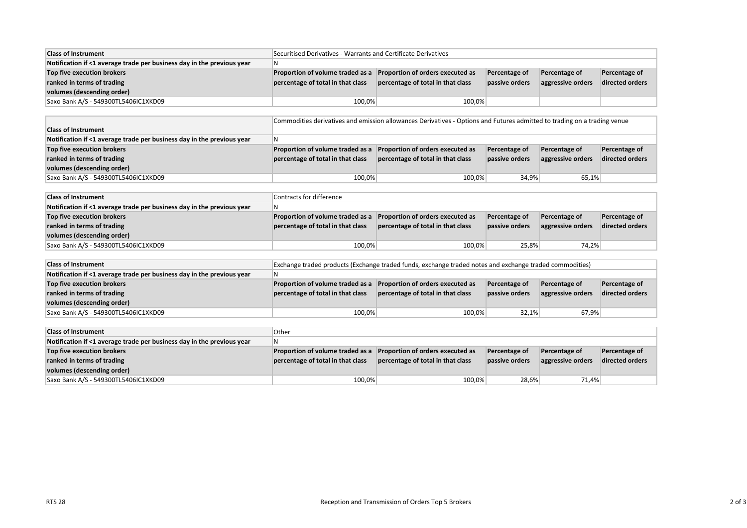| Class of Instrument | Securitised Derivatives - Warrants and Certificate Derivatives | | | | |
|---|---|---|---|---|---|
| Notification if <1 average trade per business day in the previous year | N | | | | |
| Top five execution brokers ranked in terms of trading volumes (descending order) | Proportion of volume traded as a percentage of total in that class | Proportion of orders executed as percentage of total in that class | Percentage of passive orders | Percentage of aggressive orders | Percentage of directed orders |
| Saxo Bank A/S - 549300TL5406IC1XKD09 | 100,0% | 100,0% | | | |

| Class of Instrument | Commodities derivatives and emission allowances Derivatives - Options and Futures admitted to trading on a trading venue | | | | |
|---|---|---|---|---|---|
| Notification if <1 average trade per business day in the previous year | N | | | | |
| Top five execution brokers ranked in terms of trading volumes (descending order) | Proportion of volume traded as a percentage of total in that class | Proportion of orders executed as percentage of total in that class | Percentage of passive orders | Percentage of aggressive orders | Percentage of directed orders |
| Saxo Bank A/S - 549300TL5406IC1XKD09 | 100,0% | 100,0% | 34,9% | 65,1% | |

| Class of Instrument | Contracts for difference | | | | |
|---|---|---|---|---|---|
| Notification if <1 average trade per business day in the previous year | N | | | | |
| Top five execution brokers ranked in terms of trading volumes (descending order) | Proportion of volume traded as a percentage of total in that class | Proportion of orders executed as percentage of total in that class | Percentage of passive orders | Percentage of aggressive orders | Percentage of directed orders |
| Saxo Bank A/S - 549300TL5406IC1XKD09 | 100,0% | 100,0% | 25,8% | 74,2% | |

| Class of Instrument | Exchange traded products (Exchange traded funds, exchange traded notes and exchange traded commodities) | | | | |
|---|---|---|---|---|---|
| Notification if <1 average trade per business day in the previous year | N | | | | |
| Top five execution brokers ranked in terms of trading volumes (descending order) | Proportion of volume traded as a percentage of total in that class | Proportion of orders executed as percentage of total in that class | Percentage of passive orders | Percentage of aggressive orders | Percentage of directed orders |
| Saxo Bank A/S - 549300TL5406IC1XKD09 | 100,0% | 100,0% | 32,1% | 67,9% | |

| Class of Instrument | Other | | | | |
|---|---|---|---|---|---|
| Notification if <1 average trade per business day in the previous year | N | | | | |
| Top five execution brokers ranked in terms of trading volumes (descending order) | Proportion of volume traded as a percentage of total in that class | Proportion of orders executed as percentage of total in that class | Percentage of passive orders | Percentage of aggressive orders | Percentage of directed orders |
| Saxo Bank A/S - 549300TL5406IC1XKD09 | 100,0% | 100,0% | 28,6% | 71,4% | |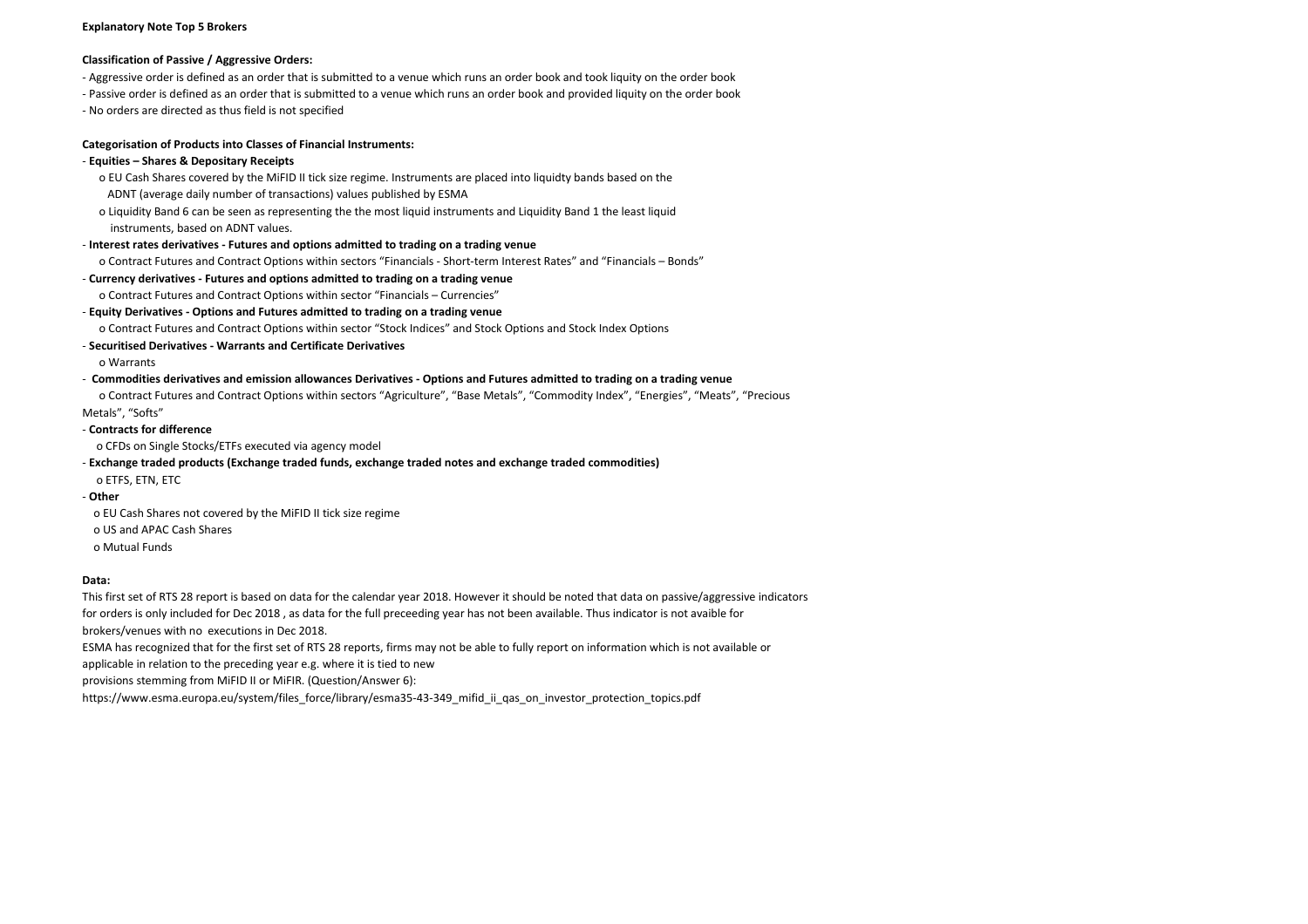**Explanatory Note Top 5 Brokers**

**Classification of Passive / Aggressive Orders:**

- Aggressive order is defined as an order that is submitted to a venue which runs an order book and took liquity on the order book
- Passive order is defined as an order that is submitted to a venue which runs an order book and provided liquity on the order book
- No orders are directed as thus field is not specified

**Categorisation of Products into Classes of Financial Instruments:**

- **Equities – Shares & Depositary Receipts**
  - o EU Cash Shares covered by the MiFID II tick size regime. Instruments are placed into liquidty bands based on the ADNT (average daily number of transactions) values published by ESMA
  - o Liquidity Band 6 can be seen as representing the the most liquid instruments and Liquidity Band 1 the least liquid instruments, based on ADNT values.
- **Interest rates derivatives - Futures and options admitted to trading on a trading venue**
  - o Contract Futures and Contract Options within sectors "Financials - Short-term Interest Rates" and "Financials – Bonds"
- **Currency derivatives - Futures and options admitted to trading on a trading venue**
  - o Contract Futures and Contract Options within sector "Financials – Currencies"
- **Equity Derivatives - Options and Futures admitted to trading on a trading venue**
  - o Contract Futures and Contract Options within sector "Stock Indices" and Stock Options and Stock Index Options
- **Securitised Derivatives - Warrants and Certificate Derivatives**
  - o Warrants
- **Commodities derivatives and emission allowances Derivatives - Options and Futures admitted to trading on a trading venue**
  - o Contract Futures and Contract Options within sectors "Agriculture", "Base Metals", "Commodity Index", "Energies", "Meats", "Precious Metals", "Softs"
- **Contracts for difference**
  - o CFDs on Single Stocks/ETFs executed via agency model
- **Exchange traded products (Exchange traded funds, exchange traded notes and exchange traded commodities)**
  - o ETFS, ETN, ETC
- **Other**
  - o EU Cash Shares not covered by the MiFID II tick size regime
  - o US and APAC Cash Shares
  - o Mutual Funds

**Data:**

This first set of RTS 28 report is based on data for the calendar year 2018. However it should be noted that data on passive/aggressive indicators for orders is only included for Dec 2018 , as data for the full preceeding year has not been available. Thus indicator is not avaible for brokers/venues with no executions in Dec 2018.

ESMA has recognized that for the first set of RTS 28 reports, firms may not be able to fully report on information which is not available or applicable in relation to the preceding year e.g. where it is tied to new provisions stemming from MiFID II or MiFIR. (Question/Answer 6):

https://www.esma.europa.eu/system/files_force/library/esma35-43-349_mifid_ii_qas_on_investor_protection_topics.pdf